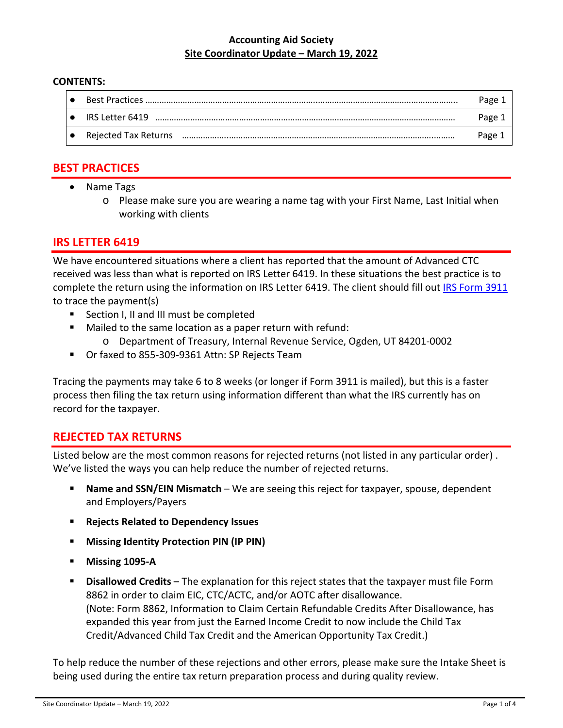**Accounting Aid Society**

**Site Coordinator Update – March 19, 2022**

**CONTENTS:**

| | |
|---|---|
| • Best Practices | Page 1 |
| • IRS Letter 6419 | Page 1 |
| • Rejected Tax Returns | Page 1 |

## BEST PRACTICES

- Name Tags
  - Please make sure you are wearing a name tag with your First Name, Last Initial when working with clients

## IRS LETTER 6419

We have encountered situations where a client has reported that the amount of Advanced CTC received was less than what is reported on IRS Letter 6419. In these situations the best practice is to complete the return using the information on IRS Letter 6419. The client should fill out IRS Form 3911 to trace the payment(s)

- Section I, II and III must be completed
- Mailed to the same location as a paper return with refund:
  - Department of Treasury, Internal Revenue Service, Ogden, UT 84201-0002
- Or faxed to 855-309-9361 Attn: SP Rejects Team

Tracing the payments may take 6 to 8 weeks (or longer if Form 3911 is mailed), but this is a faster process then filing the tax return using information different than what the IRS currently has on record for the taxpayer.

## REJECTED TAX RETURNS

Listed below are the most common reasons for rejected returns (not listed in any particular order) . We've listed the ways you can help reduce the number of rejected returns.

- **Name and SSN/EIN Mismatch** – We are seeing this reject for taxpayer, spouse, dependent and Employers/Payers
- **Rejects Related to Dependency Issues**
- **Missing Identity Protection PIN (IP PIN)**
- **Missing 1095-A**
- **Disallowed Credits** – The explanation for this reject states that the taxpayer must file Form 8862 in order to claim EIC, CTC/ACTC, and/or AOTC after disallowance.
  (Note: Form 8862, Information to Claim Certain Refundable Credits After Disallowance, has expanded this year from just the Earned Income Credit to now include the Child Tax Credit/Advanced Child Tax Credit and the American Opportunity Tax Credit.)

To help reduce the number of these rejections and other errors, please make sure the Intake Sheet is being used during the entire tax return preparation process and during quality review.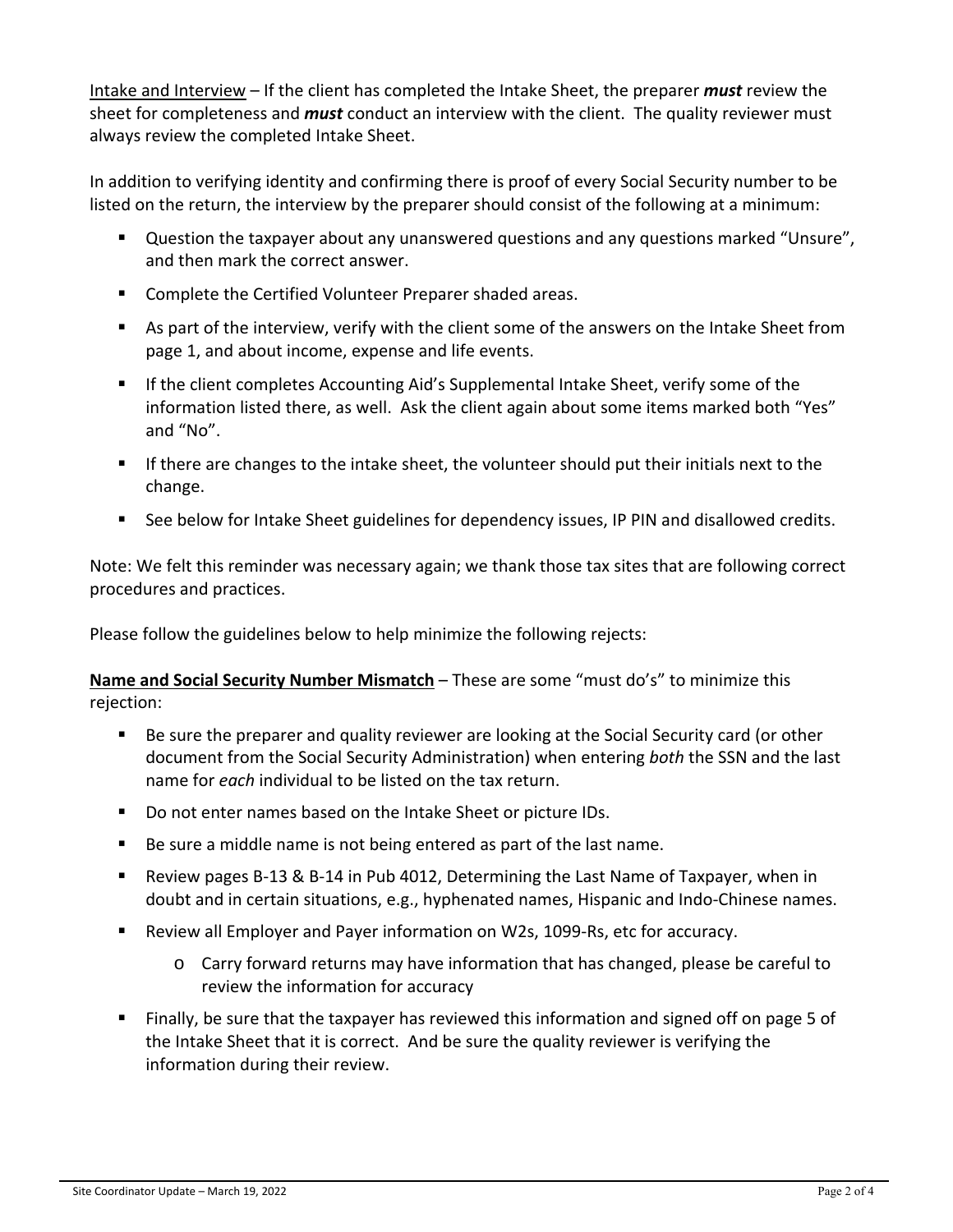Intake and Interview – If the client has completed the Intake Sheet, the preparer ***must*** review the sheet for completeness and ***must*** conduct an interview with the client. The quality reviewer must always review the completed Intake Sheet.

In addition to verifying identity and confirming there is proof of every Social Security number to be listed on the return, the interview by the preparer should consist of the following at a minimum:

- Question the taxpayer about any unanswered questions and any questions marked "Unsure", and then mark the correct answer.
- Complete the Certified Volunteer Preparer shaded areas.
- As part of the interview, verify with the client some of the answers on the Intake Sheet from page 1, and about income, expense and life events.
- If the client completes Accounting Aid's Supplemental Intake Sheet, verify some of the information listed there, as well. Ask the client again about some items marked both "Yes" and "No".
- If there are changes to the intake sheet, the volunteer should put their initials next to the change.
- See below for Intake Sheet guidelines for dependency issues, IP PIN and disallowed credits.

Note: We felt this reminder was necessary again; we thank those tax sites that are following correct procedures and practices.

Please follow the guidelines below to help minimize the following rejects:

**Name and Social Security Number Mismatch** – These are some "must do's" to minimize this rejection:

- Be sure the preparer and quality reviewer are looking at the Social Security card (or other document from the Social Security Administration) when entering *both* the SSN and the last name for *each* individual to be listed on the tax return.
- Do not enter names based on the Intake Sheet or picture IDs.
- Be sure a middle name is not being entered as part of the last name.
- Review pages B-13 & B-14 in Pub 4012, Determining the Last Name of Taxpayer, when in doubt and in certain situations, e.g., hyphenated names, Hispanic and Indo-Chinese names.
- Review all Employer and Payer information on W2s, 1099-Rs, etc for accuracy.
  - Carry forward returns may have information that has changed, please be careful to review the information for accuracy
- Finally, be sure that the taxpayer has reviewed this information and signed off on page 5 of the Intake Sheet that it is correct. And be sure the quality reviewer is verifying the information during their review.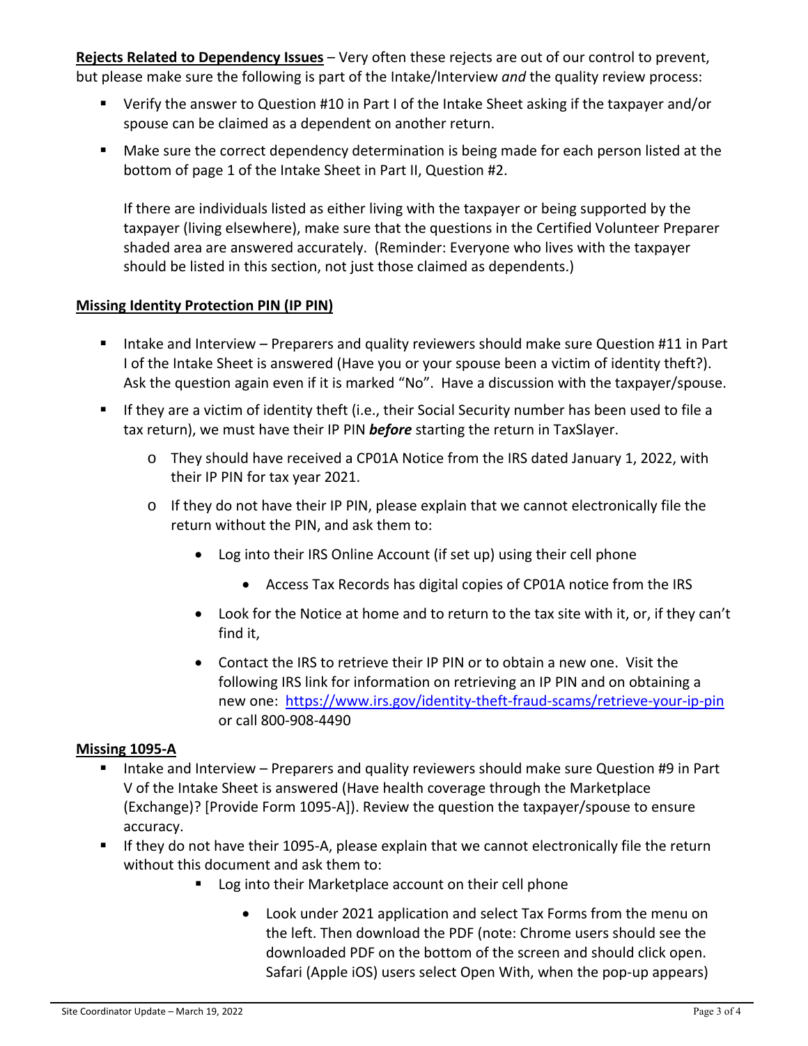**Rejects Related to Dependency Issues** – Very often these rejects are out of our control to prevent, but please make sure the following is part of the Intake/Interview *and* the quality review process:

- Verify the answer to Question #10 in Part I of the Intake Sheet asking if the taxpayer and/or spouse can be claimed as a dependent on another return.
- Make sure the correct dependency determination is being made for each person listed at the bottom of page 1 of the Intake Sheet in Part II, Question #2.

  If there are individuals listed as either living with the taxpayer or being supported by the taxpayer (living elsewhere), make sure that the questions in the Certified Volunteer Preparer shaded area are answered accurately. (Reminder: Everyone who lives with the taxpayer should be listed in this section, not just those claimed as dependents.)

**Missing Identity Protection PIN (IP PIN)**

- Intake and Interview – Preparers and quality reviewers should make sure Question #11 in Part I of the Intake Sheet is answered (Have you or your spouse been a victim of identity theft?). Ask the question again even if it is marked "No". Have a discussion with the taxpayer/spouse.
- If they are a victim of identity theft (i.e., their Social Security number has been used to file a tax return), we must have their IP PIN ***before*** starting the return in TaxSlayer.
  - They should have received a CP01A Notice from the IRS dated January 1, 2022, with their IP PIN for tax year 2021.
  - If they do not have their IP PIN, please explain that we cannot electronically file the return without the PIN, and ask them to:
    - Log into their IRS Online Account (if set up) using their cell phone
      - Access Tax Records has digital copies of CP01A notice from the IRS
    - Look for the Notice at home and to return to the tax site with it, or, if they can't find it,
    - Contact the IRS to retrieve their IP PIN or to obtain a new one. Visit the following IRS link for information on retrieving an IP PIN and on obtaining a new one: https://www.irs.gov/identity-theft-fraud-scams/retrieve-your-ip-pin or call 800-908-4490

**Missing 1095-A**

- Intake and Interview – Preparers and quality reviewers should make sure Question #9 in Part V of the Intake Sheet is answered (Have health coverage through the Marketplace (Exchange)? [Provide Form 1095-A]). Review the question the taxpayer/spouse to ensure accuracy.
- If they do not have their 1095-A, please explain that we cannot electronically file the return without this document and ask them to:
  - Log into their Marketplace account on their cell phone
    - Look under 2021 application and select Tax Forms from the menu on the left. Then download the PDF (note: Chrome users should see the downloaded PDF on the bottom of the screen and should click open. Safari (Apple iOS) users select Open With, when the pop-up appears)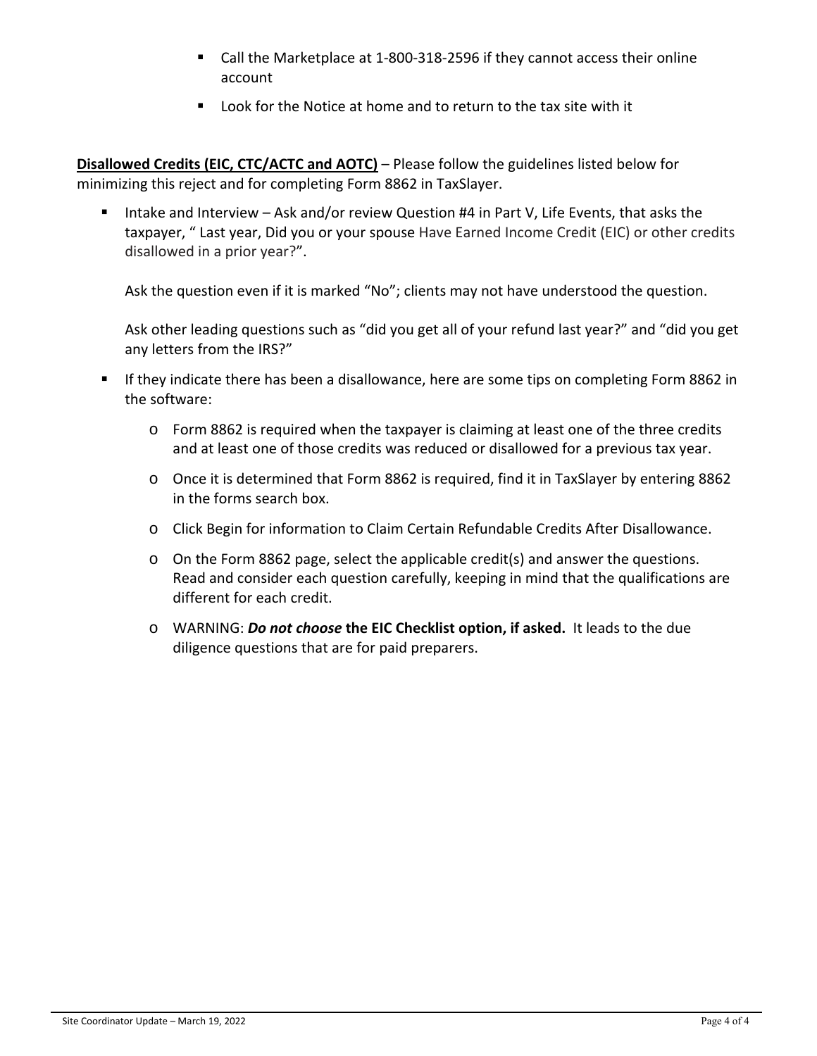- Call the Marketplace at 1-800-318-2596 if they cannot access their online account
- Look for the Notice at home and to return to the tax site with it

**Disallowed Credits (EIC, CTC/ACTC and AOTC)** – Please follow the guidelines listed below for minimizing this reject and for completing Form 8862 in TaxSlayer.

- Intake and Interview – Ask and/or review Question #4 in Part V, Life Events, that asks the taxpayer, " Last year, Did you or your spouse Have Earned Income Credit (EIC) or other credits disallowed in a prior year?".

  Ask the question even if it is marked "No"; clients may not have understood the question.

  Ask other leading questions such as "did you get all of your refund last year?" and "did you get any letters from the IRS?"

- If they indicate there has been a disallowance, here are some tips on completing Form 8862 in the software:
  - Form 8862 is required when the taxpayer is claiming at least one of the three credits and at least one of those credits was reduced or disallowed for a previous tax year.
  - Once it is determined that Form 8862 is required, find it in TaxSlayer by entering 8862 in the forms search box.
  - Click Begin for information to Claim Certain Refundable Credits After Disallowance.
  - On the Form 8862 page, select the applicable credit(s) and answer the questions. Read and consider each question carefully, keeping in mind that the qualifications are different for each credit.
  - WARNING: ***Do not choose*** **the EIC Checklist option, if asked.** It leads to the due diligence questions that are for paid preparers.